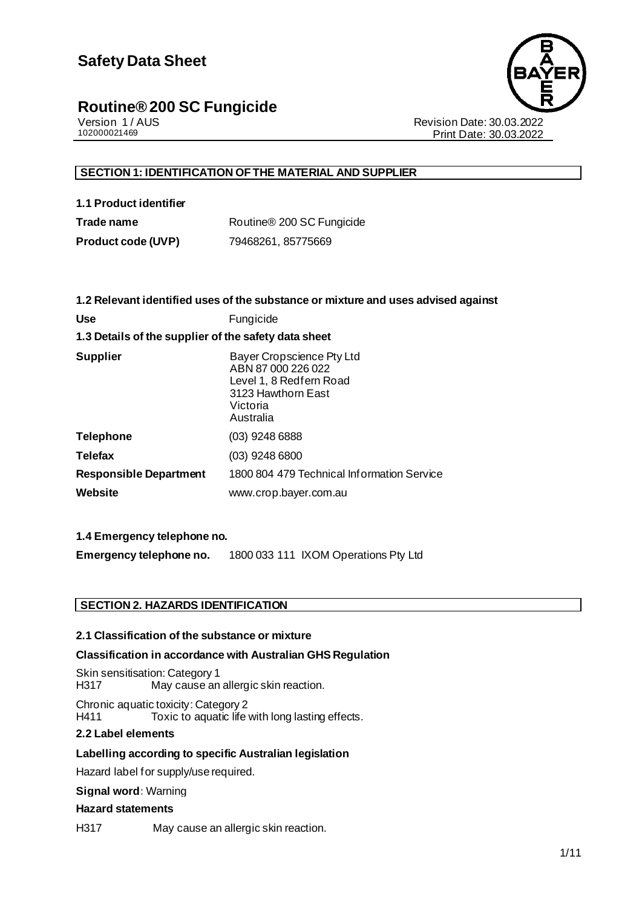# Safety Data Sheet

## Routine® 200 SC Fungicide

Version 1 / AUS
102000021469

Revision Date: 30.03.2022
Print Date: 30.03.2022

## SECTION 1: IDENTIFICATION OF THE MATERIAL AND SUPPLIER

### 1.1 Product identifier

| | |
|---|---|
| **Trade name** | Routine® 200 SC Fungicide |
| **Product code (UVP)** | 79468261, 85775669 |

### 1.2 Relevant identified uses of the substance or mixture and uses advised against

| | |
|---|---|
| **Use** | Fungicide |

### 1.3 Details of the supplier of the safety data sheet

| | |
|---|---|
| **Supplier** | Bayer Cropscience Pty Ltd<br>ABN 87 000 226 022<br>Level 1, 8 Redfern Road<br>3123 Hawthorn East<br>Victoria<br>Australia |
| **Telephone** | (03) 9248 6888 |
| **Telefax** | (03) 9248 6800 |
| **Responsible Department** | 1800 804 479 Technical Information Service |
| **Website** | www.crop.bayer.com.au |

### 1.4 Emergency telephone no.

| | |
|---|---|
| **Emergency telephone no.** | 1800 033 111 IXOM Operations Pty Ltd |

## SECTION 2. HAZARDS IDENTIFICATION

### 2.1 Classification of the substance or mixture

**Classification in accordance with Australian GHS Regulation**

Skin sensitisation: Category 1
H317 May cause an allergic skin reaction.

Chronic aquatic toxicity: Category 2
H411 Toxic to aquatic life with long lasting effects.

### 2.2 Label elements

**Labelling according to specific Australian legislation**

Hazard label for supply/use required.

**Signal word:** Warning

**Hazard statements**

H317 May cause an allergic skin reaction.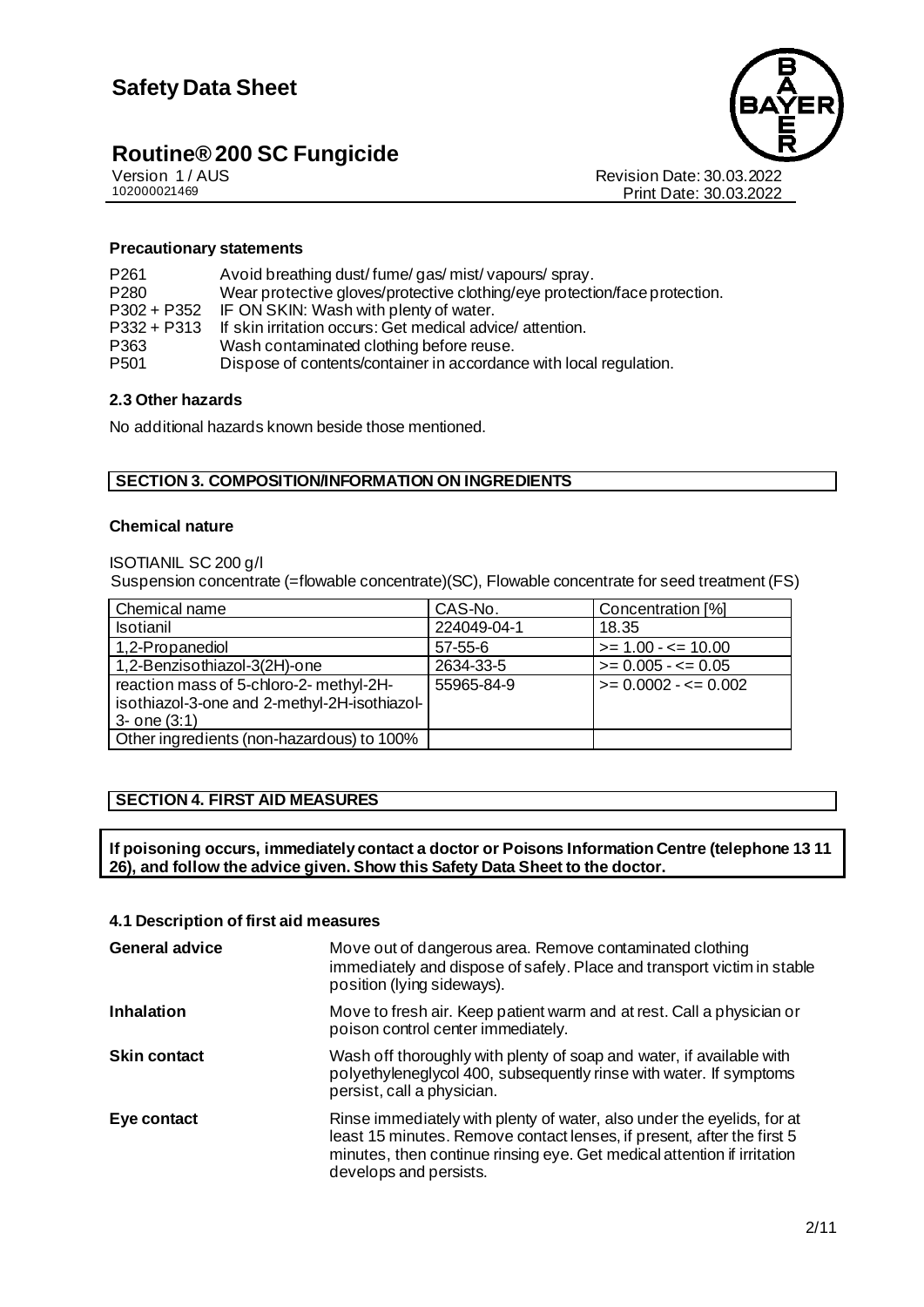**Precautionary statements**

| | |
|---|---|
| P261 | Avoid breathing dust/ fume/ gas/ mist/ vapours/ spray. |
| P280 | Wear protective gloves/protective clothing/eye protection/face protection. |
| P302 + P352 | IF ON SKIN: Wash with plenty of water. |
| P332 + P313 | If skin irritation occurs: Get medical advice/ attention. |
| P363 | Wash contaminated clothing before reuse. |
| P501 | Dispose of contents/container in accordance with local regulation. |

### 2.3 Other hazards

No additional hazards known beside those mentioned.

## SECTION 3. COMPOSITION/INFORMATION ON INGREDIENTS

**Chemical nature**

ISOTIANIL SC 200 g/l

Suspension concentrate (=flowable concentrate)(SC), Flowable concentrate for seed treatment (FS)

| Chemical name | CAS-No. | Concentration [%] |
|---|---|---|
| Isotianil | 224049-04-1 | 18.35 |
| 1,2-Propanediol | 57-55-6 | >= 1.00 - <= 10.00 |
| 1,2-Benzisothiazol-3(2H)-one | 2634-33-5 | >= 0.005 - <= 0.05 |
| reaction mass of 5-chloro-2- methyl-2H-isothiazol-3-one and 2-methyl-2H-isothiazol-3- one (3:1) | 55965-84-9 | >= 0.0002 - <= 0.002 |
| Other ingredients (non-hazardous) to 100% | | |

## SECTION 4. FIRST AID MEASURES

**If poisoning occurs, immediately contact a doctor or Poisons Information Centre (telephone 13 11 26), and follow the advice given. Show this Safety Data Sheet to the doctor.**

### 4.1 Description of first aid measures

**General advice**
Move out of dangerous area. Remove contaminated clothing immediately and dispose of safely. Place and transport victim in stable position (lying sideways).

**Inhalation**
Move to fresh air. Keep patient warm and at rest. Call a physician or poison control center immediately.

**Skin contact**
Wash off thoroughly with plenty of soap and water, if available with polyethyleneglycol 400, subsequently rinse with water. If symptoms persist, call a physician.

**Eye contact**
Rinse immediately with plenty of water, also under the eyelids, for at least 15 minutes. Remove contact lenses, if present, after the first 5 minutes, then continue rinsing eye. Get medical attention if irritation develops and persists.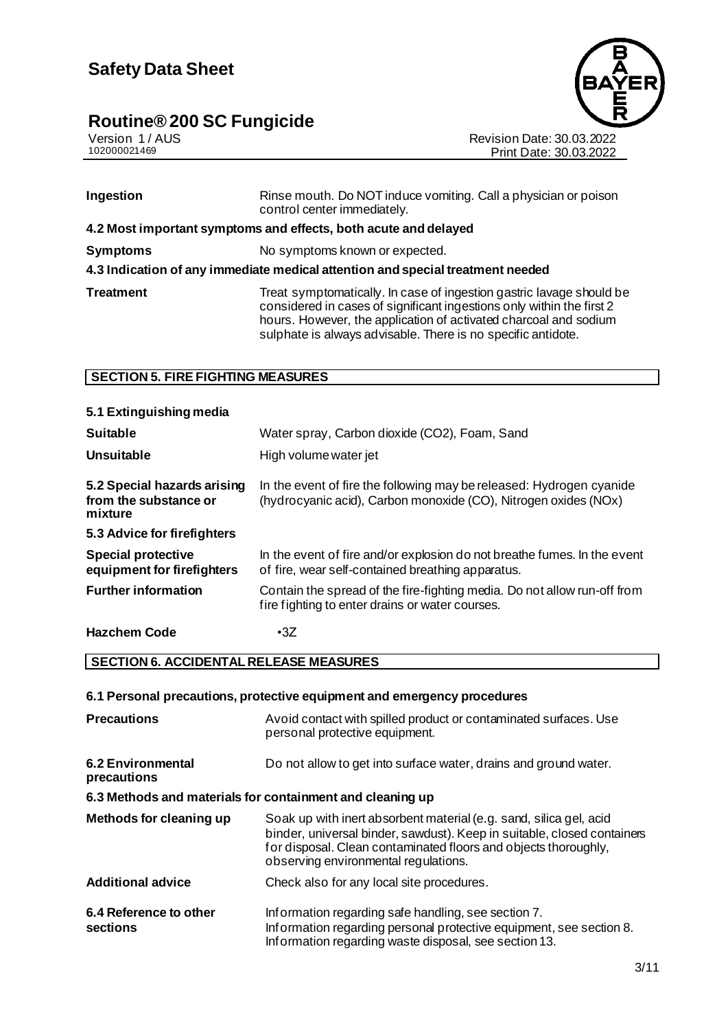| | |
|---|---|
| **Ingestion** | Rinse mouth. Do NOT induce vomiting. Call a physician or poison control center immediately. |

**4.2 Most important symptoms and effects, both acute and delayed**

| | |
|---|---|
| **Symptoms** | No symptoms known or expected. |

**4.3 Indication of any immediate medical attention and special treatment needed**

| | |
|---|---|
| **Treatment** | Treat symptomatically. In case of ingestion gastric lavage should be considered in cases of significant ingestions only within the first 2 hours. However, the application of activated charcoal and sodium sulphate is always advisable. There is no specific antidote. |

## SECTION 5. FIRE FIGHTING MEASURES

**5.1 Extinguishing media**

| | |
|---|---|
| **Suitable** | Water spray, Carbon dioxide ($CO_2$), Foam, Sand |
| **Unsuitable** | High volume water jet |
| **5.2 Special hazards arising from the substance or mixture** | In the event of fire the following may be released: Hydrogen cyanide (hydrocyanic acid), Carbon monoxide (CO), Nitrogen oxides (NOx) |

**5.3 Advice for firefighters**

| | |
|---|---|
| **Special protective equipment for firefighters** | In the event of fire and/or explosion do not breathe fumes. In the event of fire, wear self-contained breathing apparatus. |
| **Further information** | Contain the spread of the fire-fighting media. Do not allow run-off from fire fighting to enter drains or water courses. |
| **Hazchem Code** | •3Z |

## SECTION 6. ACCIDENTAL RELEASE MEASURES

**6.1 Personal precautions, protective equipment and emergency procedures**

| | |
|---|---|
| **Precautions** | Avoid contact with spilled product or contaminated surfaces. Use personal protective equipment. |
| **6.2 Environmental precautions** | Do not allow to get into surface water, drains and ground water. |

**6.3 Methods and materials for containment and cleaning up**

| | |
|---|---|
| **Methods for cleaning up** | Soak up with inert absorbent material (e.g. sand, silica gel, acid binder, universal binder, sawdust). Keep in suitable, closed containers for disposal. Clean contaminated floors and objects thoroughly, observing environmental regulations. |
| **Additional advice** | Check also for any local site procedures. |
| **6.4 Reference to other sections** | Information regarding safe handling, see section 7. Information regarding personal protective equipment, see section 8. Information regarding waste disposal, see section 13. |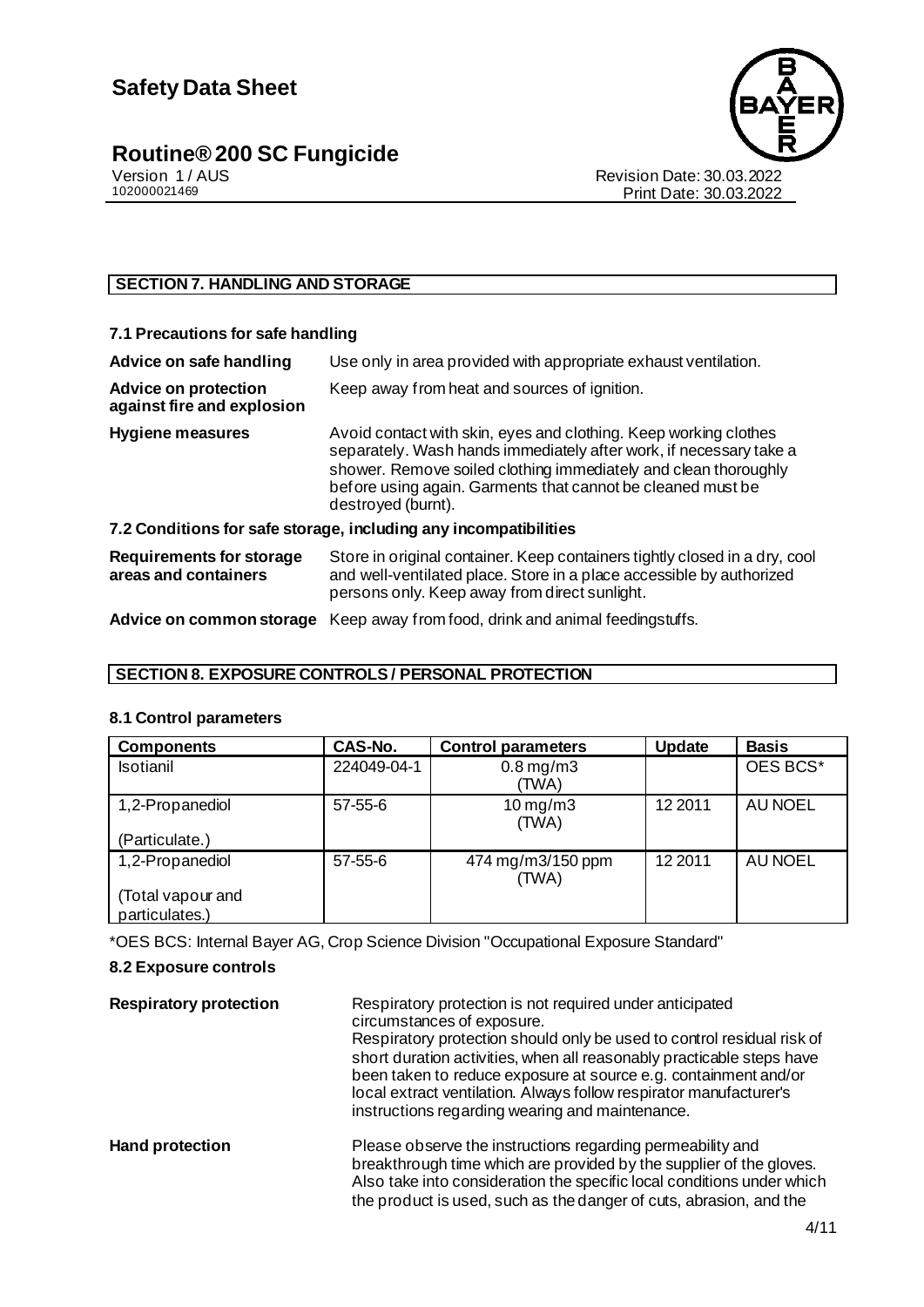## SECTION 7. HANDLING AND STORAGE

### 7.1 Precautions for safe handling

**Advice on safe handling** Use only in area provided with appropriate exhaust ventilation.

**Advice on protection against fire and explosion** Keep away from heat and sources of ignition.

**Hygiene measures** Avoid contact with skin, eyes and clothing. Keep working clothes separately. Wash hands immediately after work, if necessary take a shower. Remove soiled clothing immediately and clean thoroughly before using again. Garments that cannot be cleaned must be destroyed (burnt).

### 7.2 Conditions for safe storage, including any incompatibilities

**Requirements for storage areas and containers** Store in original container. Keep containers tightly closed in a dry, cool and well-ventilated place. Store in a place accessible by authorized persons only. Keep away from direct sunlight.

**Advice on common storage** Keep away from food, drink and animal feedingstuffs.

## SECTION 8. EXPOSURE CONTROLS / PERSONAL PROTECTION

### 8.1 Control parameters

| Components | CAS-No. | Control parameters | Update | Basis |
|---|---|---|---|---|
| Isotianil | 224049-04-1 | 0.8 mg/m3 (TWA) | | OES BCS* |
| 1,2-Propanediol (Particulate.) | 57-55-6 | 10 mg/m3 (TWA) | 12 2011 | AU NOEL |
| 1,2-Propanediol (Total vapour and particulates.) | 57-55-6 | 474 mg/m3/150 ppm (TWA) | 12 2011 | AU NOEL |

*OES BCS: Internal Bayer AG, Crop Science Division "Occupational Exposure Standard"

### 8.2 Exposure controls

**Respiratory protection** Respiratory protection is not required under anticipated circumstances of exposure.
Respiratory protection should only be used to control residual risk of short duration activities, when all reasonably practicable steps have been taken to reduce exposure at source e.g. containment and/or local extract ventilation. Always follow respirator manufacturer's instructions regarding wearing and maintenance.

**Hand protection** Please observe the instructions regarding permeability and breakthrough time which are provided by the supplier of the gloves. Also take into consideration the specific local conditions under which the product is used, such as the danger of cuts, abrasion, and the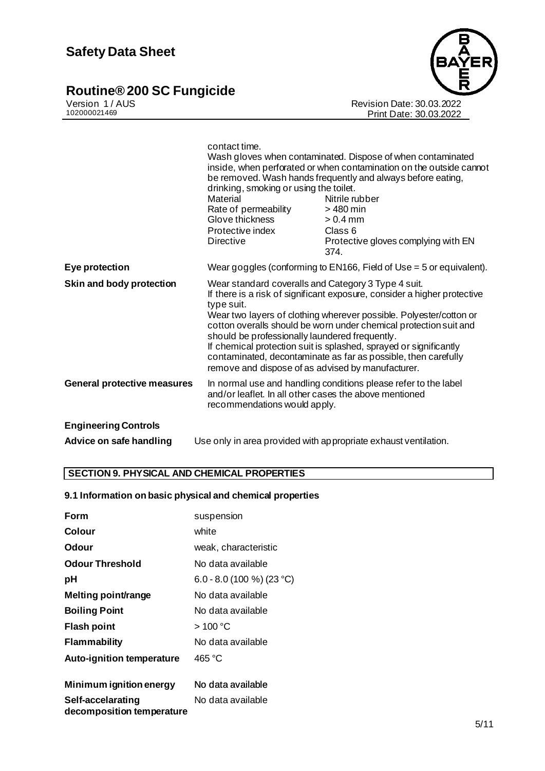contact time.
Wash gloves when contaminated. Dispose of when contaminated inside, when perforated or when contamination on the outside cannot be removed. Wash hands frequently and always before eating, drinking, smoking or using the toilet.

| | |
|---|---|
| Material | Nitrile rubber |
| Rate of permeability | > 480 min |
| Glove thickness | > 0.4 mm |
| Protective index | Class 6 |
| Directive | Protective gloves complying with EN 374. |

**Eye protection** Wear goggles (conforming to EN166, Field of Use = 5 or equivalent).

**Skin and body protection** Wear standard coveralls and Category 3 Type 4 suit.
If there is a risk of significant exposure, consider a higher protective type suit.
Wear two layers of clothing wherever possible. Polyester/cotton or cotton overalls should be worn under chemical protection suit and should be professionally laundered frequently.
If chemical protection suit is splashed, sprayed or significantly contaminated, decontaminate as far as possible, then carefully remove and dispose of as advised by manufacturer.

**General protective measures** In normal use and handling conditions please refer to the label and/or leaflet. In all other cases the above mentioned recommendations would apply.

**Engineering Controls**

**Advice on safe handling** Use only in area provided with appropriate exhaust ventilation.

## SECTION 9. PHYSICAL AND CHEMICAL PROPERTIES

### 9.1 Information on basic physical and chemical properties

| | |
|---|---|
| **Form** | suspension |
| **Colour** | white |
| **Odour** | weak, characteristic |
| **Odour Threshold** | No data available |
| **pH** | 6.0 - 8.0 (100 %) (23 °C) |
| **Melting point/range** | No data available |
| **Boiling Point** | No data available |
| **Flash point** | > 100 °C |
| **Flammability** | No data available |
| **Auto-ignition temperature** | 465 °C |
| **Minimum ignition energy** | No data available |
| **Self-accelarating decomposition temperature** | No data available |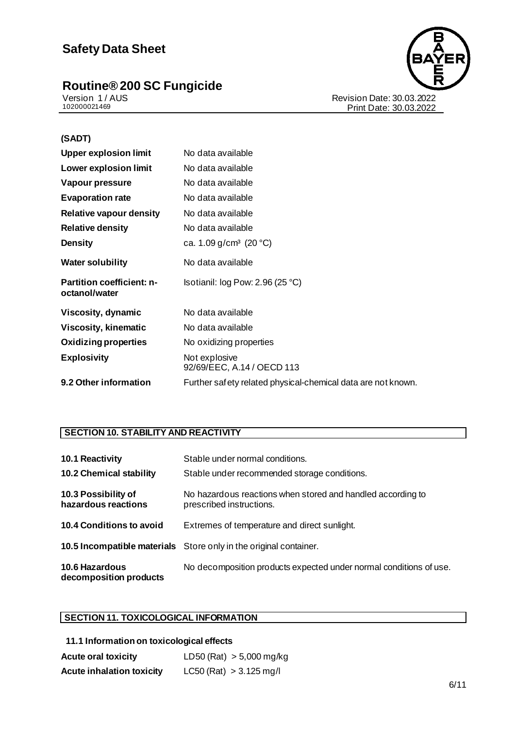| | |
|---|---|
| **(SADT)** | |
| **Upper explosion limit** | No data available |
| **Lower explosion limit** | No data available |
| **Vapour pressure** | No data available |
| **Evaporation rate** | No data available |
| **Relative vapour density** | No data available |
| **Relative density** | No data available |
| **Density** | ca. 1.09 g/cm³ (20 °C) |
| **Water solubility** | No data available |
| **Partition coefficient: n-octanol/water** | Isotianil: log Pow: 2.96 (25 °C) |
| **Viscosity, dynamic** | No data available |
| **Viscosity, kinematic** | No data available |
| **Oxidizing properties** | No oxidizing properties |
| **Explosivity** | Not explosive<br>92/69/EEC, A.14 / OECD 113 |
| **9.2 Other information** | Further safety related physical-chemical data are not known. |

## SECTION 10. STABILITY AND REACTIVITY

| | |
|---|---|
| **10.1 Reactivity** | Stable under normal conditions. |
| **10.2 Chemical stability** | Stable under recommended storage conditions. |
| **10.3 Possibility of hazardous reactions** | No hazardous reactions when stored and handled according to prescribed instructions. |
| **10.4 Conditions to avoid** | Extremes of temperature and direct sunlight. |
| **10.5 Incompatible materials** | Store only in the original container. |
| **10.6 Hazardous decomposition products** | No decomposition products expected under normal conditions of use. |

## SECTION 11. TOXICOLOGICAL INFORMATION

### 11.1 Information on toxicological effects

| | |
|---|---|
| **Acute oral toxicity** | LD50 (Rat) > 5,000 mg/kg |
| **Acute inhalation toxicity** | LC50 (Rat) > 3.125 mg/l |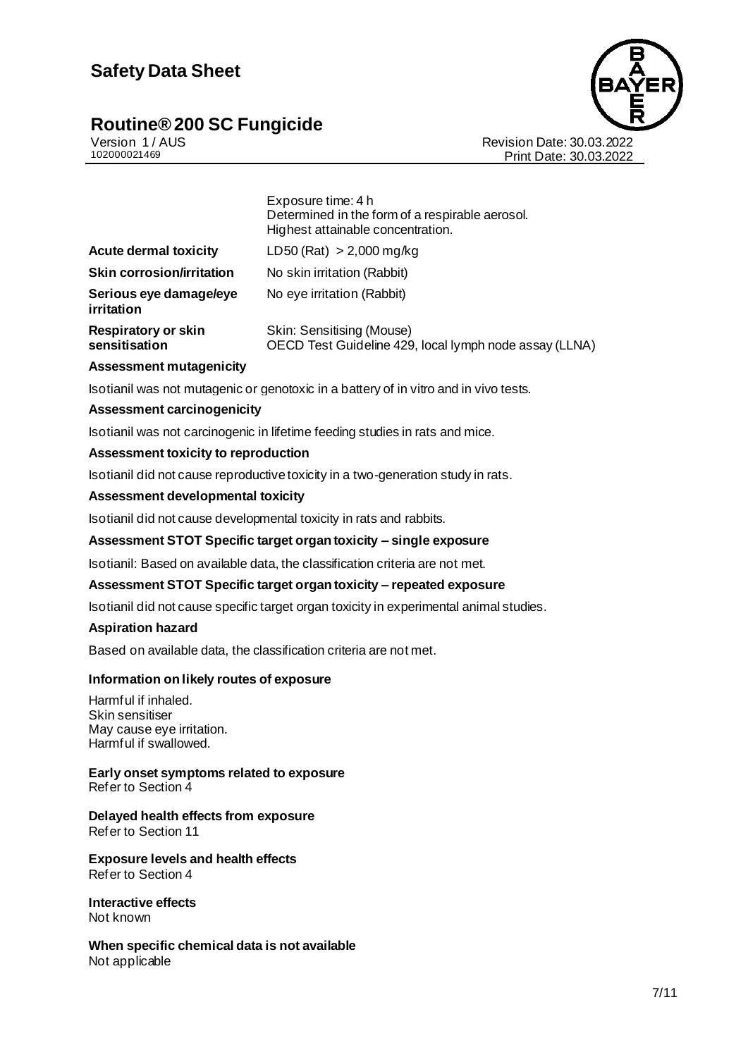| | |
|---|---|
| | Exposure time: 4 h<br>Determined in the form of a respirable aerosol.<br>Highest attainable concentration. |
| **Acute dermal toxicity** | LD50 (Rat) > 2,000 mg/kg |
| **Skin corrosion/irritation** | No skin irritation (Rabbit) |
| **Serious eye damage/eye irritation** | No eye irritation (Rabbit) |
| **Respiratory or skin sensitisation** | Skin: Sensitising (Mouse)<br>OECD Test Guideline 429, local lymph node assay (LLNA) |

**Assessment mutagenicity**

Isotianil was not mutagenic or genotoxic in a battery of in vitro and in vivo tests.

**Assessment carcinogenicity**

Isotianil was not carcinogenic in lifetime feeding studies in rats and mice.

**Assessment toxicity to reproduction**

Isotianil did not cause reproductive toxicity in a two-generation study in rats.

**Assessment developmental toxicity**

Isotianil did not cause developmental toxicity in rats and rabbits.

**Assessment STOT Specific target organ toxicity – single exposure**

Isotianil: Based on available data, the classification criteria are not met.

**Assessment STOT Specific target organ toxicity – repeated exposure**

Isotianil did not cause specific target organ toxicity in experimental animal studies.

**Aspiration hazard**

Based on available data, the classification criteria are not met.

**Information on likely routes of exposure**

Harmful if inhaled.
Skin sensitiser
May cause eye irritation.
Harmful if swallowed.

**Early onset symptoms related to exposure**
Refer to Section 4

**Delayed health effects from exposure**
Refer to Section 11

**Exposure levels and health effects**
Refer to Section 4

**Interactive effects**
Not known

**When specific chemical data is not available**
Not applicable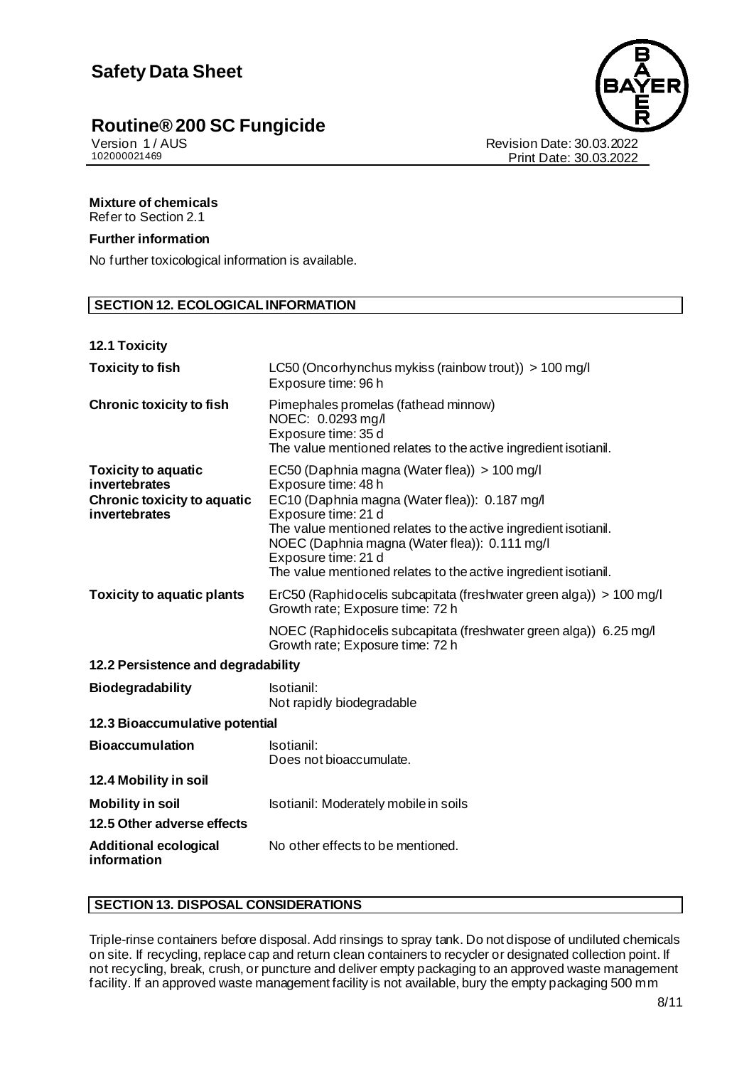**Mixture of chemicals**
Refer to Section 2.1

**Further information**

No further toxicological information is available.

## SECTION 12. ECOLOGICAL INFORMATION

**12.1 Toxicity**

| | |
|---|---|
| **Toxicity to fish** | LC50 (Oncorhynchus mykiss (rainbow trout)) > 100 mg/l<br>Exposure time: 96 h |
| **Chronic toxicity to fish** | Pimephales promelas (fathead minnow)<br>NOEC: 0.0293 mg/l<br>Exposure time: 35 d<br>The value mentioned relates to the active ingredient isotianil. |
| **Toxicity to aquatic invertebrates** | EC50 (Daphnia magna (Water flea)) > 100 mg/l<br>Exposure time: 48 h |
| **Chronic toxicity to aquatic invertebrates** | EC10 (Daphnia magna (Water flea)): 0.187 mg/l<br>Exposure time: 21 d<br>The value mentioned relates to the active ingredient isotianil.<br>NOEC (Daphnia magna (Water flea)): 0.111 mg/l<br>Exposure time: 21 d<br>The value mentioned relates to the active ingredient isotianil. |
| **Toxicity to aquatic plants** | ErC50 (Raphidocelis subcapitata (freshwater green alga)) > 100 mg/l<br>Growth rate; Exposure time: 72 h |
| | NOEC (Raphidocelis subcapitata (freshwater green alga)) 6.25 mg/l<br>Growth rate; Exposure time: 72 h |

**12.2 Persistence and degradability**

| | |
|---|---|
| **Biodegradability** | Isotianil:<br>Not rapidly biodegradable |

**12.3 Bioaccumulative potential**

| | |
|---|---|
| **Bioaccumulation** | Isotianil:<br>Does not bioaccumulate. |

**12.4 Mobility in soil**

| | |
|---|---|
| **Mobility in soil** | Isotianil: Moderately mobile in soils |

**12.5 Other adverse effects**

| | |
|---|---|
| **Additional ecological information** | No other effects to be mentioned. |

## SECTION 13. DISPOSAL CONSIDERATIONS

Triple-rinse containers before disposal. Add rinsings to spray tank. Do not dispose of undiluted chemicals on site. If recycling, replace cap and return clean containers to recycler or designated collection point. If not recycling, break, crush, or puncture and deliver empty packaging to an approved waste management facility. If an approved waste management facility is not available, bury the empty packaging 500 mm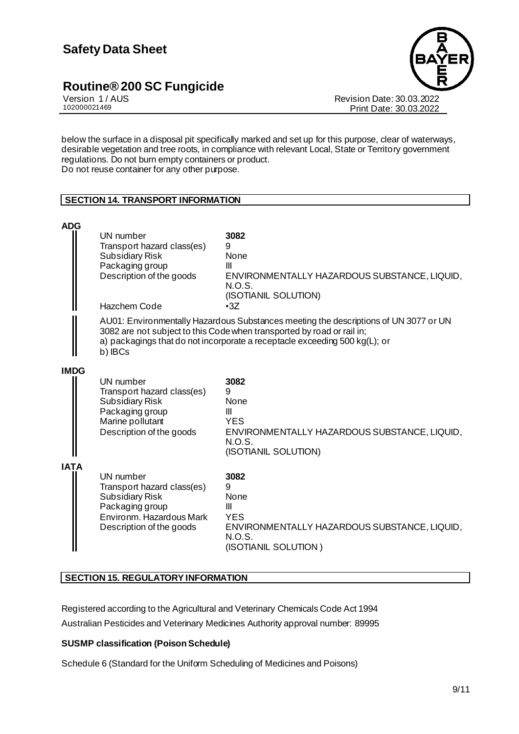below the surface in a disposal pit specifically marked and set up for this purpose, clear of waterways, desirable vegetation and tree roots, in compliance with relevant Local, State or Territory government regulations. Do not burn empty containers or product.
Do not reuse container for any other purpose.

## SECTION 14. TRANSPORT INFORMATION

**ADG**

| | |
|---|---|
| UN number | **3082** |
| Transport hazard class(es) | 9 |
| Subsidiary Risk | None |
| Packaging group | III |
| Description of the goods | ENVIRONMENTALLY HAZARDOUS SUBSTANCE, LIQUID, N.O.S. (ISOTIANIL SOLUTION) |
| Hazchem Code | •3Z |

AU01: Environmentally Hazardous Substances meeting the descriptions of UN 3077 or UN 3082 are not subject to this Code when transported by road or rail in;
a) packagings that do not incorporate a receptacle exceeding 500 kg(L); or
b) IBCs

**IMDG**

| | |
|---|---|
| UN number | **3082** |
| Transport hazard class(es) | 9 |
| Subsidiary Risk | None |
| Packaging group | III |
| Marine pollutant | YES |
| Description of the goods | ENVIRONMENTALLY HAZARDOUS SUBSTANCE, LIQUID, N.O.S. (ISOTIANIL SOLUTION) |

**IATA**

| | |
|---|---|
| UN number | **3082** |
| Transport hazard class(es) | 9 |
| Subsidiary Risk | None |
| Packaging group | III |
| Environm. Hazardous Mark | YES |
| Description of the goods | ENVIRONMENTALLY HAZARDOUS SUBSTANCE, LIQUID, N.O.S. (ISOTIANIL SOLUTION ) |

## SECTION 15. REGULATORY INFORMATION

Registered according to the Agricultural and Veterinary Chemicals Code Act 1994
Australian Pesticides and Veterinary Medicines Authority approval number: 89995

**SUSMP classification (Poison Schedule)**

Schedule 6 (Standard for the Uniform Scheduling of Medicines and Poisons)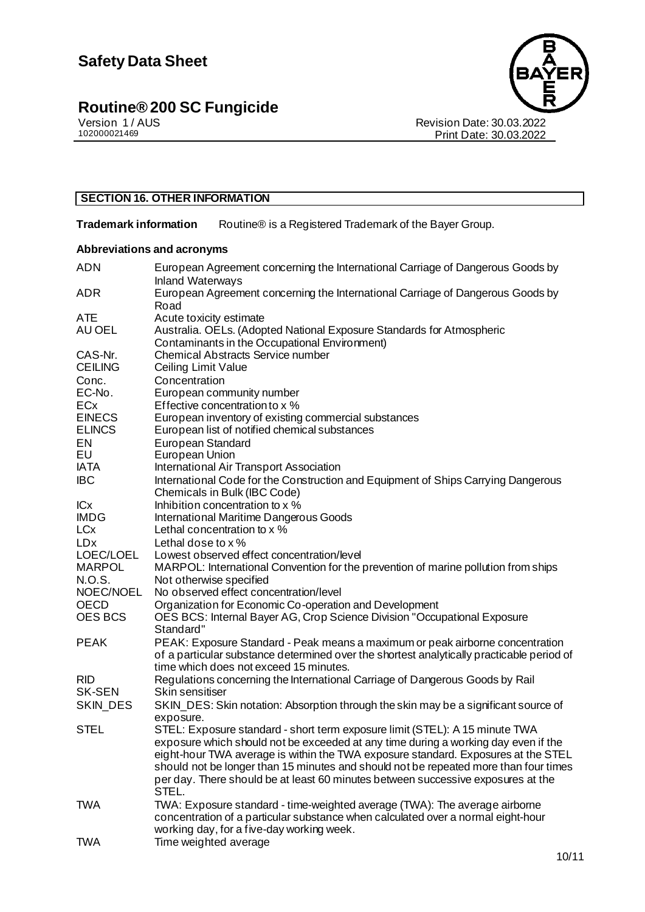## SECTION 16. OTHER INFORMATION

**Trademark information** Routine® is a Registered Trademark of the Bayer Group.

### Abbreviations and acronyms

| | |
|---|---|
| ADN | European Agreement concerning the International Carriage of Dangerous Goods by Inland Waterways |
| ADR | European Agreement concerning the International Carriage of Dangerous Goods by Road |
| ATE | Acute toxicity estimate |
| AU OEL | Australia. OELs. (Adopted National Exposure Standards for Atmospheric Contaminants in the Occupational Environment) |
| CAS-Nr. | Chemical Abstracts Service number |
| CEILING | Ceiling Limit Value |
| Conc. | Concentration |
| EC-No. | European community number |
| ECx | Effective concentration to x % |
| EINECS | European inventory of existing commercial substances |
| ELINCS | European list of notified chemical substances |
| EN | European Standard |
| EU | European Union |
| IATA | International Air Transport Association |
| IBC | International Code for the Construction and Equipment of Ships Carrying Dangerous Chemicals in Bulk (IBC Code) |
| ICx | Inhibition concentration to x % |
| IMDG | International Maritime Dangerous Goods |
| LCx | Lethal concentration to x % |
| LDx | Lethal dose to x % |
| LOEC/LOEL | Lowest observed effect concentration/level |
| MARPOL | MARPOL: International Convention for the prevention of marine pollution from ships |
| N.O.S. | Not otherwise specified |
| NOEC/NOEL | No observed effect concentration/level |
| OECD | Organization for Economic Co-operation and Development |
| OES BCS | OES BCS: Internal Bayer AG, Crop Science Division "Occupational Exposure Standard" |
| PEAK | PEAK: Exposure Standard - Peak means a maximum or peak airborne concentration of a particular substance determined over the shortest analytically practicable period of time which does not exceed 15 minutes. |
| RID | Regulations concerning the International Carriage of Dangerous Goods by Rail |
| SK-SEN | Skin sensitiser |
| SKIN_DES | SKIN_DES: Skin notation: Absorption through the skin may be a significant source of exposure. |
| STEL | STEL: Exposure standard - short term exposure limit (STEL): A 15 minute TWA exposure which should not be exceeded at any time during a working day even if the eight-hour TWA average is within the TWA exposure standard. Exposures at the STEL should not be longer than 15 minutes and should not be repeated more than four times per day. There should be at least 60 minutes between successive exposures at the STEL. |
| TWA | TWA: Exposure standard - time-weighted average (TWA): The average airborne concentration of a particular substance when calculated over a normal eight-hour working day, for a five-day working week. |
| TWA | Time weighted average |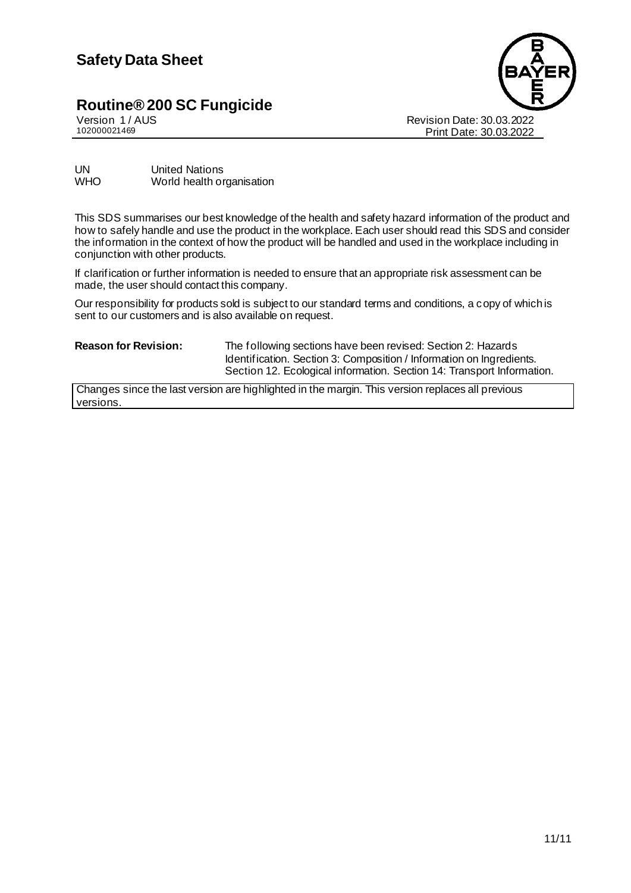| | |
|---|---|
| UN | United Nations |
| WHO | World health organisation |

This SDS summarises our best knowledge of the health and safety hazard information of the product and how to safely handle and use the product in the workplace. Each user should read this SDS and consider the information in the context of how the product will be handled and used in the workplace including in conjunction with other products.

If clarification or further information is needed to ensure that an appropriate risk assessment can be made, the user should contact this company.

Our responsibility for products sold is subject to our standard terms and conditions, a copy of which is sent to our customers and is also available on request.

**Reason for Revision:** The following sections have been revised: Section 2: Hazards Identification. Section 3: Composition / Information on Ingredients. Section 12. Ecological information. Section 14: Transport Information.

Changes since the last version are highlighted in the margin. This version replaces all previous versions.